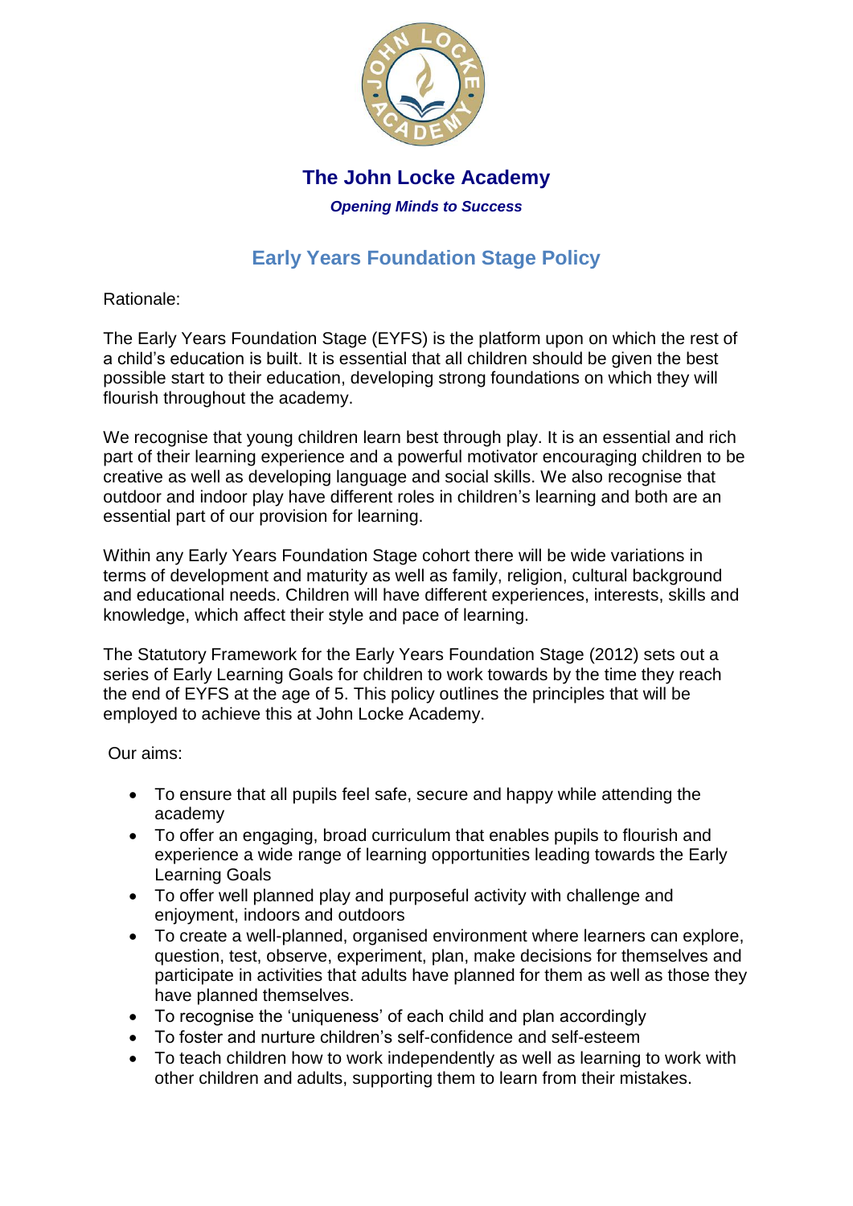# The John Locke Academy

***Opening Minds to Success***

## Early Years Foundation Stage Policy

Rationale:

The Early Years Foundation Stage (EYFS) is the platform upon on which the rest of a child's education is built. It is essential that all children should be given the best possible start to their education, developing strong foundations on which they will flourish throughout the academy.

We recognise that young children learn best through play. It is an essential and rich part of their learning experience and a powerful motivator encouraging children to be creative as well as developing language and social skills. We also recognise that outdoor and indoor play have different roles in children's learning and both are an essential part of our provision for learning.

Within any Early Years Foundation Stage cohort there will be wide variations in terms of development and maturity as well as family, religion, cultural background and educational needs. Children will have different experiences, interests, skills and knowledge, which affect their style and pace of learning.

The Statutory Framework for the Early Years Foundation Stage (2012) sets out a series of Early Learning Goals for children to work towards by the time they reach the end of EYFS at the age of 5. This policy outlines the principles that will be employed to achieve this at John Locke Academy.

Our aims:

- To ensure that all pupils feel safe, secure and happy while attending the academy
- To offer an engaging, broad curriculum that enables pupils to flourish and experience a wide range of learning opportunities leading towards the Early Learning Goals
- To offer well planned play and purposeful activity with challenge and enjoyment, indoors and outdoors
- To create a well-planned, organised environment where learners can explore, question, test, observe, experiment, plan, make decisions for themselves and participate in activities that adults have planned for them as well as those they have planned themselves.
- To recognise the 'uniqueness' of each child and plan accordingly
- To foster and nurture children's self-confidence and self-esteem
- To teach children how to work independently as well as learning to work with other children and adults, supporting them to learn from their mistakes.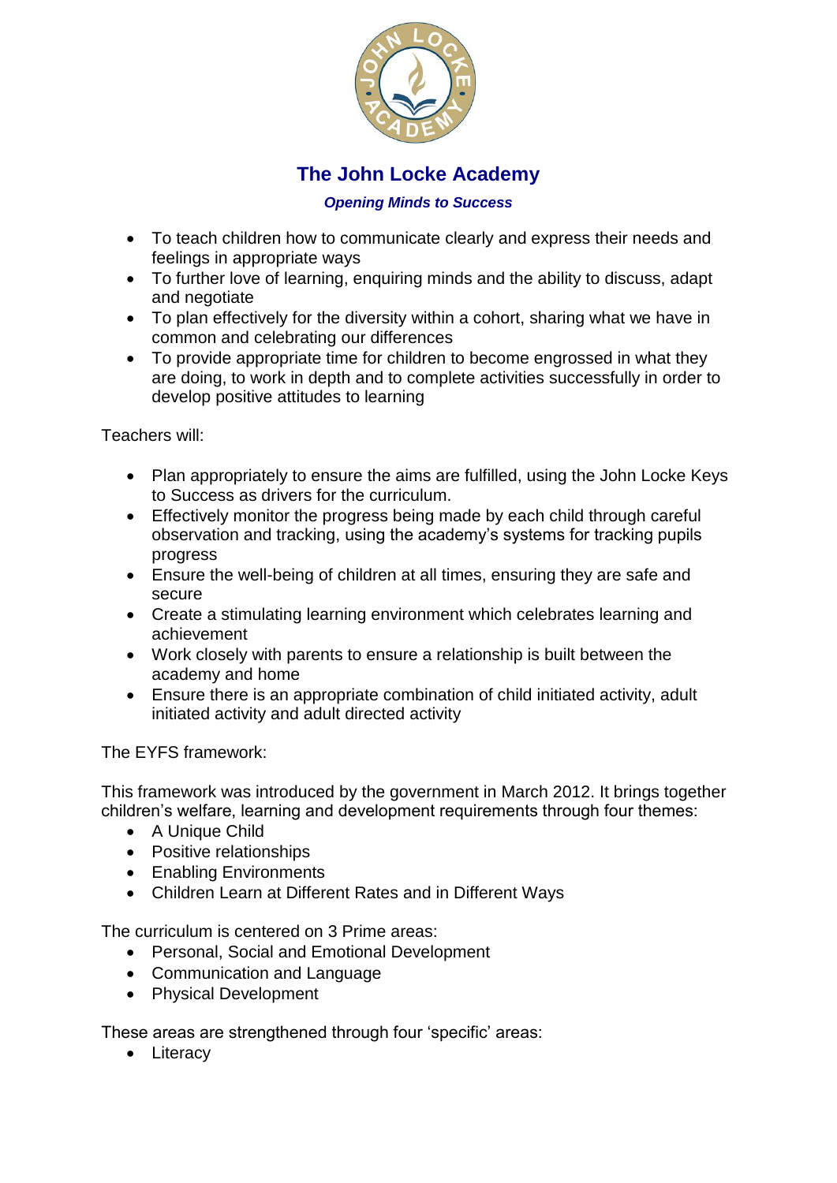- To teach children how to communicate clearly and express their needs and feelings in appropriate ways
- To further love of learning, enquiring minds and the ability to discuss, adapt and negotiate
- To plan effectively for the diversity within a cohort, sharing what we have in common and celebrating our differences
- To provide appropriate time for children to become engrossed in what they are doing, to work in depth and to complete activities successfully in order to develop positive attitudes to learning

Teachers will:

- Plan appropriately to ensure the aims are fulfilled, using the John Locke Keys to Success as drivers for the curriculum.
- Effectively monitor the progress being made by each child through careful observation and tracking, using the academy's systems for tracking pupils progress
- Ensure the well-being of children at all times, ensuring they are safe and secure
- Create a stimulating learning environment which celebrates learning and achievement
- Work closely with parents to ensure a relationship is built between the academy and home
- Ensure there is an appropriate combination of child initiated activity, adult initiated activity and adult directed activity

The EYFS framework:

This framework was introduced by the government in March 2012. It brings together children's welfare, learning and development requirements through four themes:

- A Unique Child
- Positive relationships
- Enabling Environments
- Children Learn at Different Rates and in Different Ways

The curriculum is centered on 3 Prime areas:

- Personal, Social and Emotional Development
- Communication and Language
- Physical Development

These areas are strengthened through four 'specific' areas:

- Literacy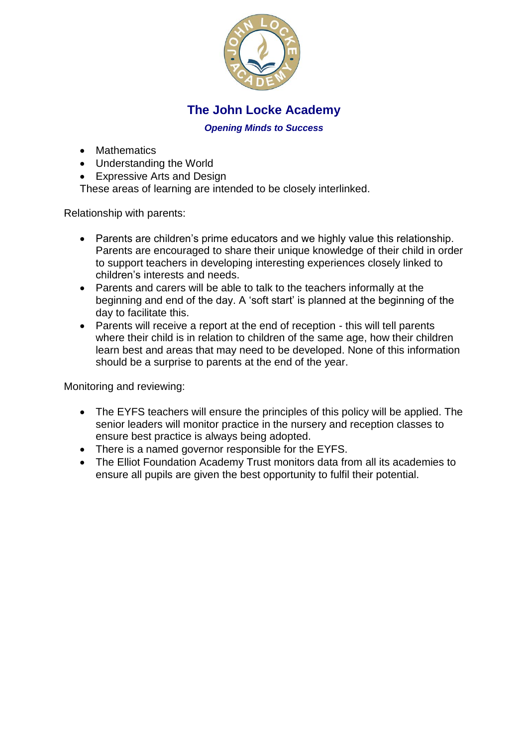# The John Locke Academy

***Opening Minds to Success***

- Mathematics
- Understanding the World
- Expressive Arts and Design

These areas of learning are intended to be closely interlinked.

Relationship with parents:

- Parents are children's prime educators and we highly value this relationship. Parents are encouraged to share their unique knowledge of their child in order to support teachers in developing interesting experiences closely linked to children's interests and needs.
- Parents and carers will be able to talk to the teachers informally at the beginning and end of the day. A 'soft start' is planned at the beginning of the day to facilitate this.
- Parents will receive a report at the end of reception - this will tell parents where their child is in relation to children of the same age, how their children learn best and areas that may need to be developed. None of this information should be a surprise to parents at the end of the year.

Monitoring and reviewing:

- The EYFS teachers will ensure the principles of this policy will be applied. The senior leaders will monitor practice in the nursery and reception classes to ensure best practice is always being adopted.
- There is a named governor responsible for the EYFS.
- The Elliot Foundation Academy Trust monitors data from all its academies to ensure all pupils are given the best opportunity to fulfil their potential.